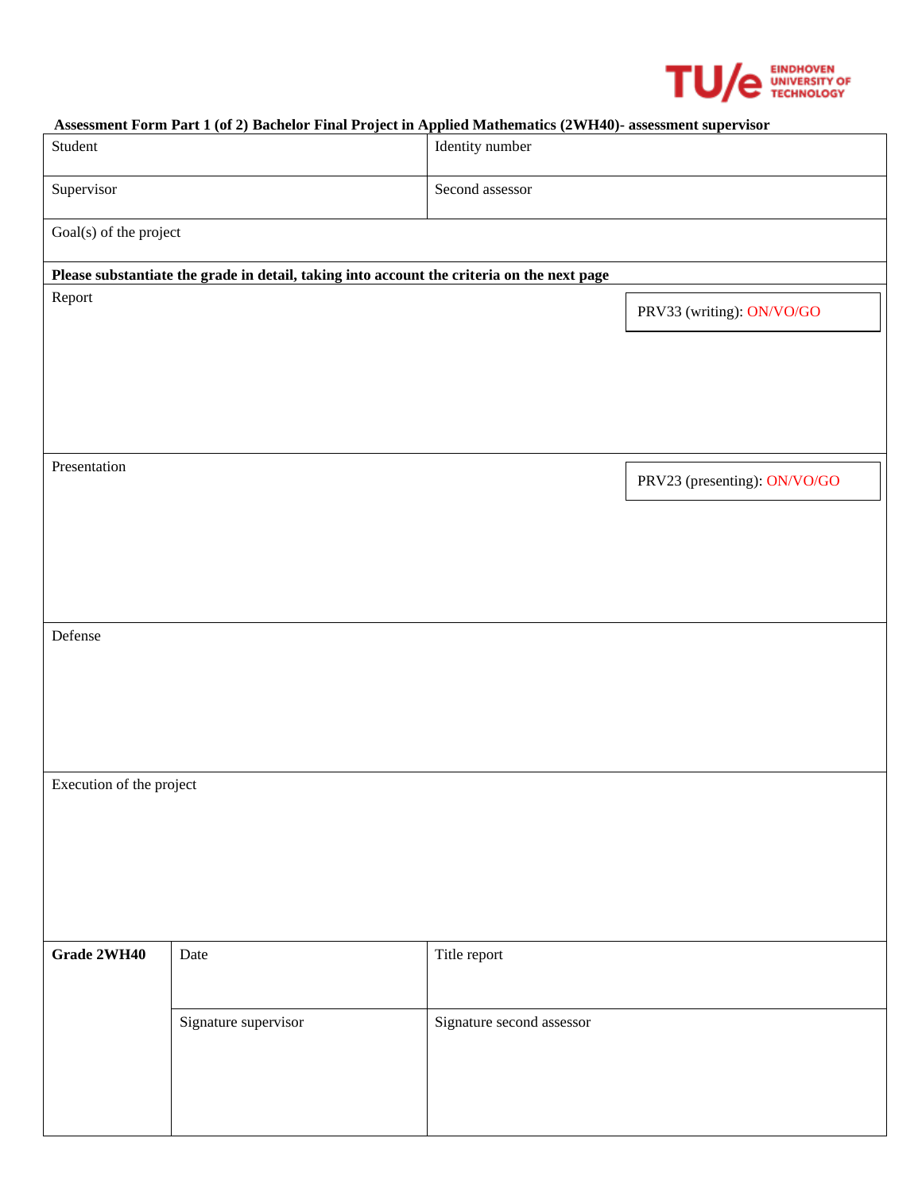**Assessment Form Part 1 (of 2) Bachelor Final Project in Applied Mathematics (2WH40)- assessment supervisor**

| Student | Identity number |
|---|---|
| Supervisor | Second assessor |
| Goal(s) of the project | |

**Please substantiate the grade in detail, taking into account the criteria on the next page**

| | |
|---|---|
| Report | PRV33 (writing): ON/VO/GO |
| Presentation | PRV23 (presenting): ON/VO/GO |
| Defense | |
| Execution of the project | |

| **Grade 2WH40** | Date | Title report |
|---|---|---|
| | Signature supervisor | Signature second assessor |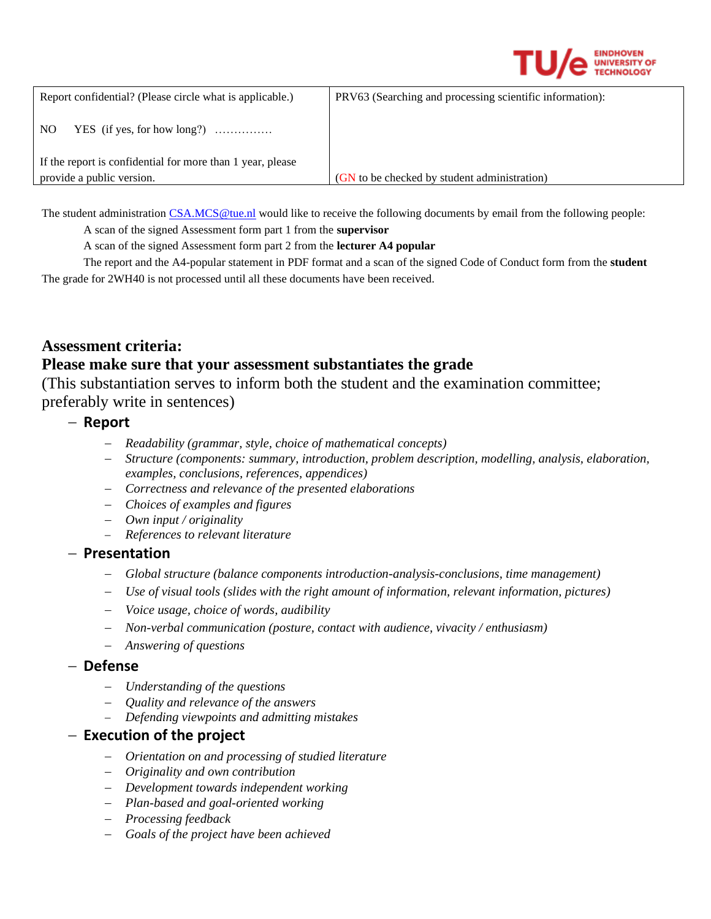| Report confidential? (Please circle what is applicable.)<br><br>NO YES (if yes, for how long?) …………… <br><br>If the report is confidential for more than 1 year, please provide a public version. | PRV63 (Searching and processing scientific information):<br><br><br><br>(GN to be checked by student administration) |
|---|---|

The student administration CSA.MCS@tue.nl would like to receive the following documents by email from the following people:

A scan of the signed Assessment form part 1 from the **supervisor**

A scan of the signed Assessment form part 2 from the **lecturer A4 popular**

The report and the A4-popular statement in PDF format and a scan of the signed Code of Conduct form from the **student**

The grade for 2WH40 is not processed until all these documents have been received.

## Assessment criteria:
## Please make sure that your assessment substantiates the grade

(This substantiation serves to inform both the student and the examination committee; preferably write in sentences)

- **Report**
  - *Readability (grammar, style, choice of mathematical concepts)*
  - *Structure (components: summary, introduction, problem description, modelling, analysis, elaboration, examples, conclusions, references, appendices)*
  - *Correctness and relevance of the presented elaborations*
  - *Choices of examples and figures*
  - *Own input / originality*
  - *References to relevant literature*
- **Presentation**
  - *Global structure (balance components introduction-analysis-conclusions, time management)*
  - *Use of visual tools (slides with the right amount of information, relevant information, pictures)*
  - *Voice usage, choice of words, audibility*
  - *Non-verbal communication (posture, contact with audience, vivacity / enthusiasm)*
  - *Answering of questions*
- **Defense**
  - *Understanding of the questions*
  - *Quality and relevance of the answers*
  - *Defending viewpoints and admitting mistakes*
- **Execution of the project**
  - *Orientation on and processing of studied literature*
  - *Originality and own contribution*
  - *Development towards independent working*
  - *Plan-based and goal-oriented working*
  - *Processing feedback*
  - *Goals of the project have been achieved*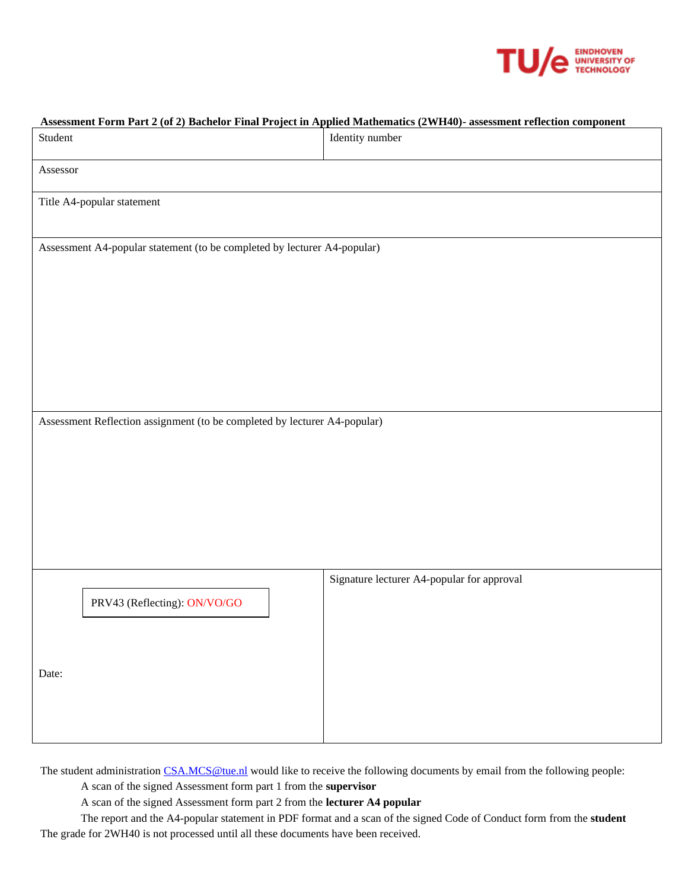**Assessment Form Part 2 (of 2) Bachelor Final Project in Applied Mathematics (2WH40)- assessment reflection component**

| Student | Identity number |
|---|---|
| Assessor | |
| Title A4-popular statement | |
| Assessment A4-popular statement (to be completed by lecturer A4-popular) | |
| Assessment Reflection assignment (to be completed by lecturer A4-popular) | |
| PRV43 (Reflecting): ON/VO/GO<br><br>Date: | Signature lecturer A4-popular for approval |

The student administration CSA.MCS@tue.nl would like to receive the following documents by email from the following people:

- A scan of the signed Assessment form part 1 from the **supervisor**
- A scan of the signed Assessment form part 2 from the **lecturer A4 popular**
- The report and the A4-popular statement in PDF format and a scan of the signed Code of Conduct form from the **student**

The grade for 2WH40 is not processed until all these documents have been received.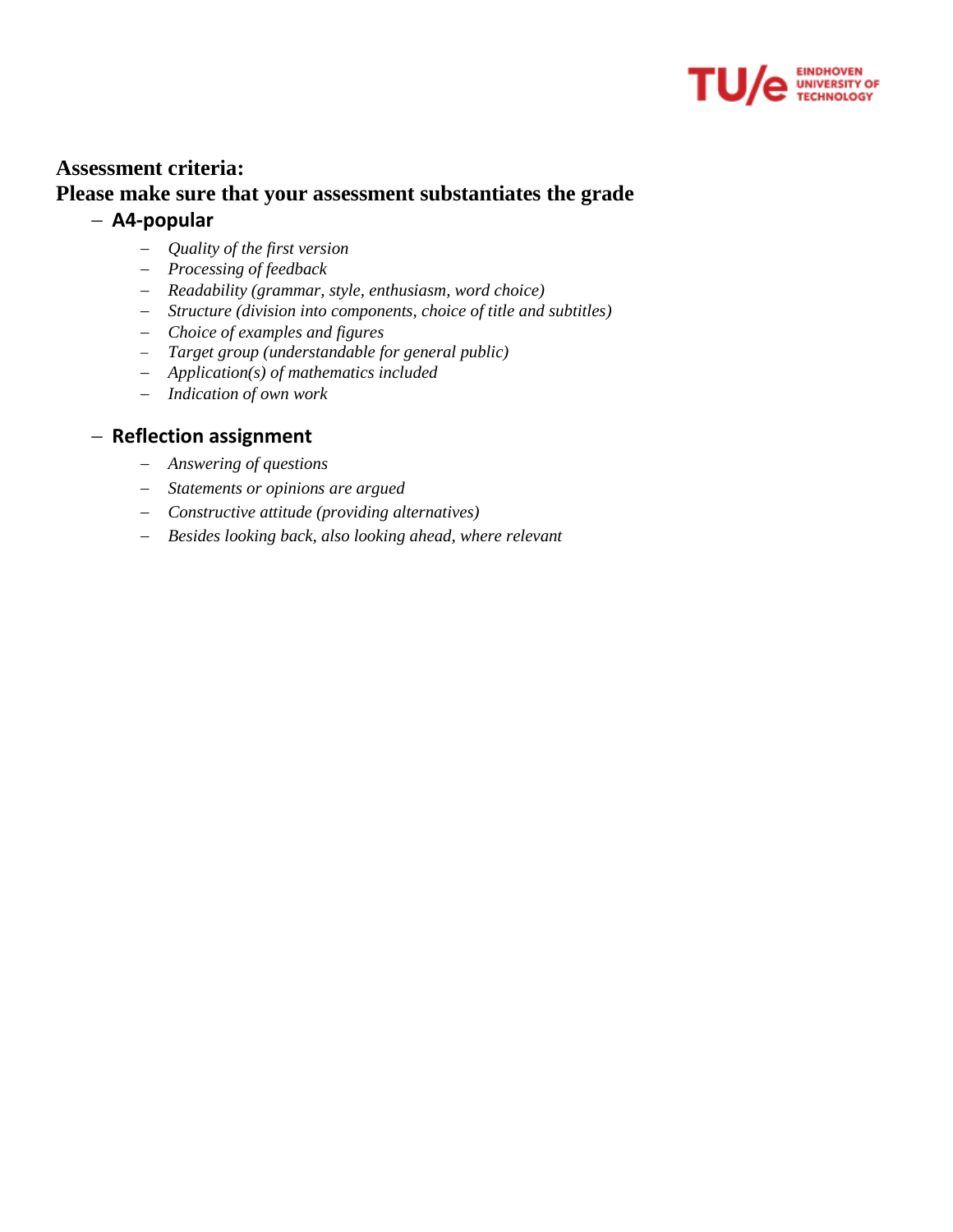**Assessment criteria:**
**Please make sure that your assessment substantiates the grade**

- **A4-popular**
  - *Quality of the first version*
  - *Processing of feedback*
  - *Readability (grammar, style, enthusiasm, word choice)*
  - *Structure (division into components, choice of title and subtitles)*
  - *Choice of examples and figures*
  - *Target group (understandable for general public)*
  - *Application(s) of mathematics included*
  - *Indication of own work*

- **Reflection assignment**
  - *Answering of questions*
  - *Statements or opinions are argued*
  - *Constructive attitude (providing alternatives)*
  - *Besides looking back, also looking ahead, where relevant*